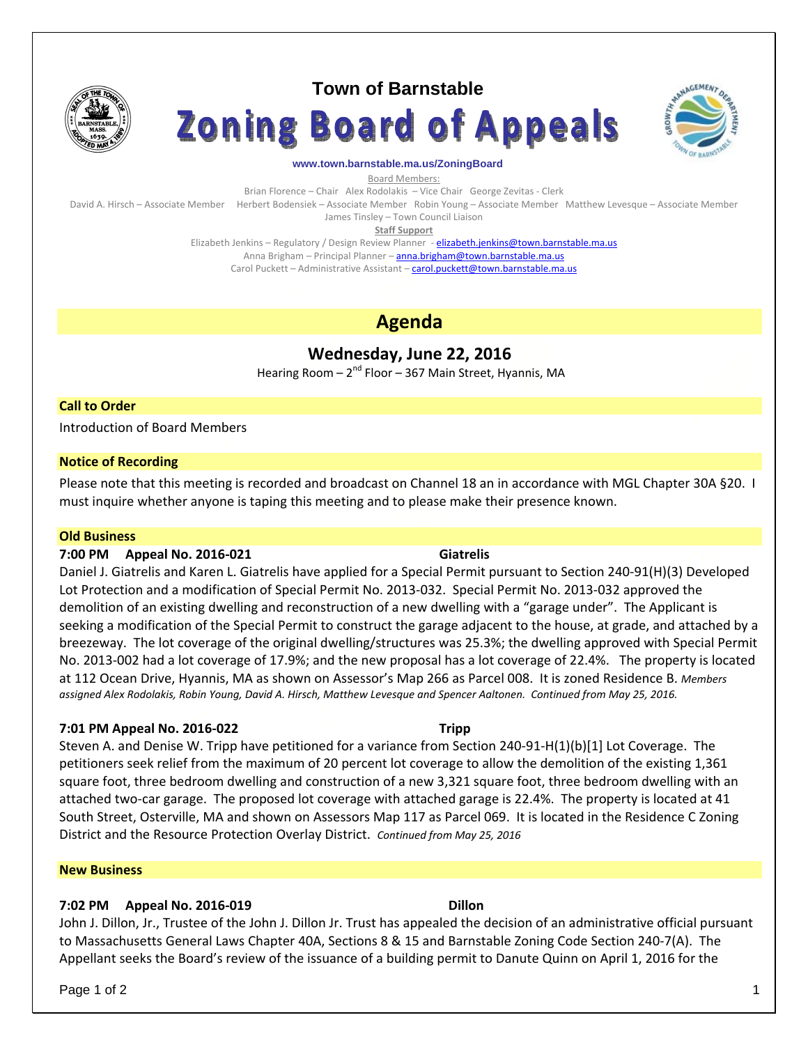# Town of Barnstable

# Zoning Board of Appeals

www.town.barnstable.ma.us/ZoningBoard

Board Members:

Brian Florence – Chair   Alex Rodolakis – Vice Chair   George Zevitas - Clerk

David A. Hirsch – Associate Member   Herbert Bodensiek – Associate Member   Robin Young – Associate Member   Matthew Levesque – Associate Member

James Tinsley – Town Council Liaison

**Staff Support**

Elizabeth Jenkins – Regulatory / Design Review Planner - elizabeth.jenkins@town.barnstable.ma.us

Anna Brigham – Principal Planner – anna.brigham@town.barnstable.ma.us

Carol Puckett – Administrative Assistant – carol.puckett@town.barnstable.ma.us

## Agenda

### Wednesday, June 22, 2016

Hearing Room – 2nd Floor – 367 Main Street, Hyannis, MA

### Call to Order

Introduction of Board Members

### Notice of Recording

Please note that this meeting is recorded and broadcast on Channel 18 an in accordance with MGL Chapter 30A §20. I must inquire whether anyone is taping this meeting and to please make their presence known.

### Old Business

**7:00 PM   Appeal No. 2016-021   Giatrelis**

Daniel J. Giatrelis and Karen L. Giatrelis have applied for a Special Permit pursuant to Section 240-91(H)(3) Developed Lot Protection and a modification of Special Permit No. 2013-032. Special Permit No. 2013-032 approved the demolition of an existing dwelling and reconstruction of a new dwelling with a "garage under". The Applicant is seeking a modification of the Special Permit to construct the garage adjacent to the house, at grade, and attached by a breezeway. The lot coverage of the original dwelling/structures was 25.3%; the dwelling approved with Special Permit No. 2013-002 had a lot coverage of 17.9%; and the new proposal has a lot coverage of 22.4%. The property is located at 112 Ocean Drive, Hyannis, MA as shown on Assessor's Map 266 as Parcel 008. It is zoned Residence B. *Members assigned Alex Rodolakis, Robin Young, David A. Hirsch, Matthew Levesque and Spencer Aaltonen. Continued from May 25, 2016.*

**7:01 PM Appeal No. 2016-022   Tripp**

Steven A. and Denise W. Tripp have petitioned for a variance from Section 240-91-H(1)(b)[1] Lot Coverage. The petitioners seek relief from the maximum of 20 percent lot coverage to allow the demolition of the existing 1,361 square foot, three bedroom dwelling and construction of a new 3,321 square foot, three bedroom dwelling with an attached two-car garage. The proposed lot coverage with attached garage is 22.4%. The property is located at 41 South Street, Osterville, MA and shown on Assessors Map 117 as Parcel 069. It is located in the Residence C Zoning District and the Resource Protection Overlay District. *Continued from May 25, 2016*

### New Business

**7:02 PM   Appeal No. 2016-019   Dillon**

John J. Dillon, Jr., Trustee of the John J. Dillon Jr. Trust has appealed the decision of an administrative official pursuant to Massachusetts General Laws Chapter 40A, Sections 8 & 15 and Barnstable Zoning Code Section 240-7(A). The Appellant seeks the Board's review of the issuance of a building permit to Danute Quinn on April 1, 2016 for the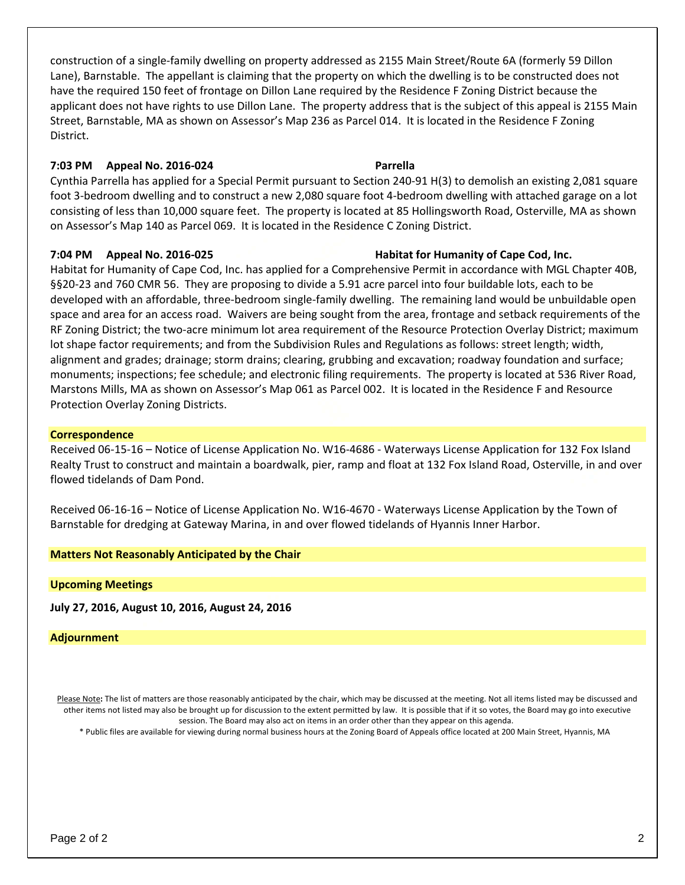construction of a single-family dwelling on property addressed as 2155 Main Street/Route 6A (formerly 59 Dillon Lane), Barnstable. The appellant is claiming that the property on which the dwelling is to be constructed does not have the required 150 feet of frontage on Dillon Lane required by the Residence F Zoning District because the applicant does not have rights to use Dillon Lane. The property address that is the subject of this appeal is 2155 Main Street, Barnstable, MA as shown on Assessor's Map 236 as Parcel 014. It is located in the Residence F Zoning District.

**7:03 PM Appeal No. 2016-024 Parrella**

Cynthia Parrella has applied for a Special Permit pursuant to Section 240-91 H(3) to demolish an existing 2,081 square foot 3-bedroom dwelling and to construct a new 2,080 square foot 4-bedroom dwelling with attached garage on a lot consisting of less than 10,000 square feet. The property is located at 85 Hollingsworth Road, Osterville, MA as shown on Assessor's Map 140 as Parcel 069. It is located in the Residence C Zoning District.

**7:04 PM Appeal No. 2016-025 Habitat for Humanity of Cape Cod, Inc.**

Habitat for Humanity of Cape Cod, Inc. has applied for a Comprehensive Permit in accordance with MGL Chapter 40B, §§20-23 and 760 CMR 56. They are proposing to divide a 5.91 acre parcel into four buildable lots, each to be developed with an affordable, three-bedroom single-family dwelling. The remaining land would be unbuildable open space and area for an access road. Waivers are being sought from the area, frontage and setback requirements of the RF Zoning District; the two-acre minimum lot area requirement of the Resource Protection Overlay District; maximum lot shape factor requirements; and from the Subdivision Rules and Regulations as follows: street length; width, alignment and grades; drainage; storm drains; clearing, grubbing and excavation; roadway foundation and surface; monuments; inspections; fee schedule; and electronic filing requirements. The property is located at 536 River Road, Marstons Mills, MA as shown on Assessor's Map 061 as Parcel 002. It is located in the Residence F and Resource Protection Overlay Zoning Districts.

**Correspondence**

Received 06-15-16 – Notice of License Application No. W16-4686 - Waterways License Application for 132 Fox Island Realty Trust to construct and maintain a boardwalk, pier, ramp and float at 132 Fox Island Road, Osterville, in and over flowed tidelands of Dam Pond.

Received 06-16-16 – Notice of License Application No. W16-4670 - Waterways License Application by the Town of Barnstable for dredging at Gateway Marina, in and over flowed tidelands of Hyannis Inner Harbor.

**Matters Not Reasonably Anticipated by the Chair**

**Upcoming Meetings**

**July 27, 2016, August 10, 2016, August 24, 2016**

**Adjournment**

Please Note**:** The list of matters are those reasonably anticipated by the chair, which may be discussed at the meeting. Not all items listed may be discussed and other items not listed may also be brought up for discussion to the extent permitted by law. It is possible that if it so votes, the Board may go into executive session. The Board may also act on items in an order other than they appear on this agenda.

\* Public files are available for viewing during normal business hours at the Zoning Board of Appeals office located at 200 Main Street, Hyannis, MA